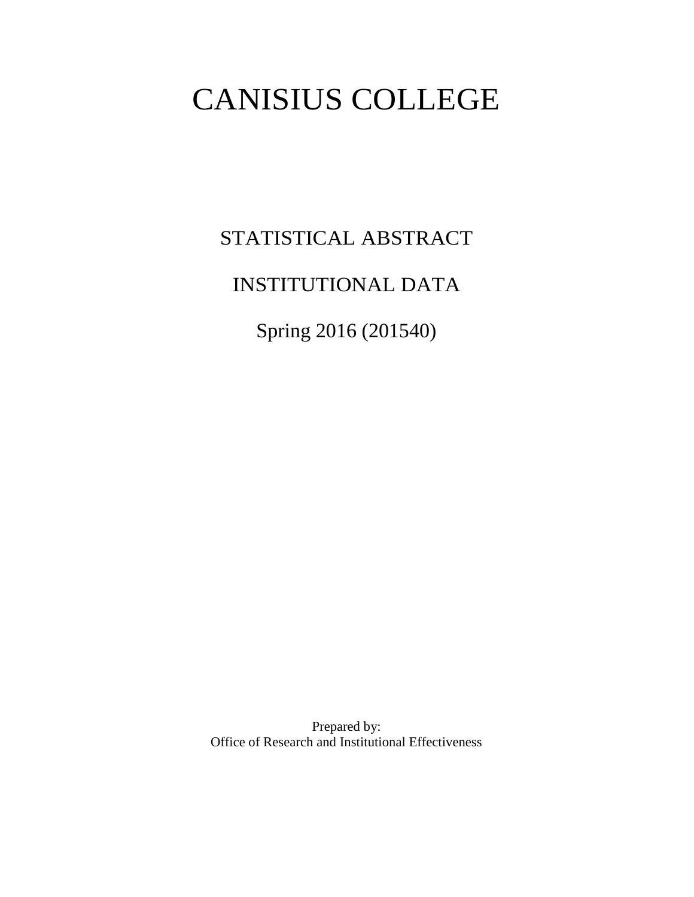# CANISIUS COLLEGE

## STATISTICAL ABSTRACT

## INSTITUTIONAL DATA

## Spring 2016 (201540)

Prepared by:
Office of Research and Institutional Effectiveness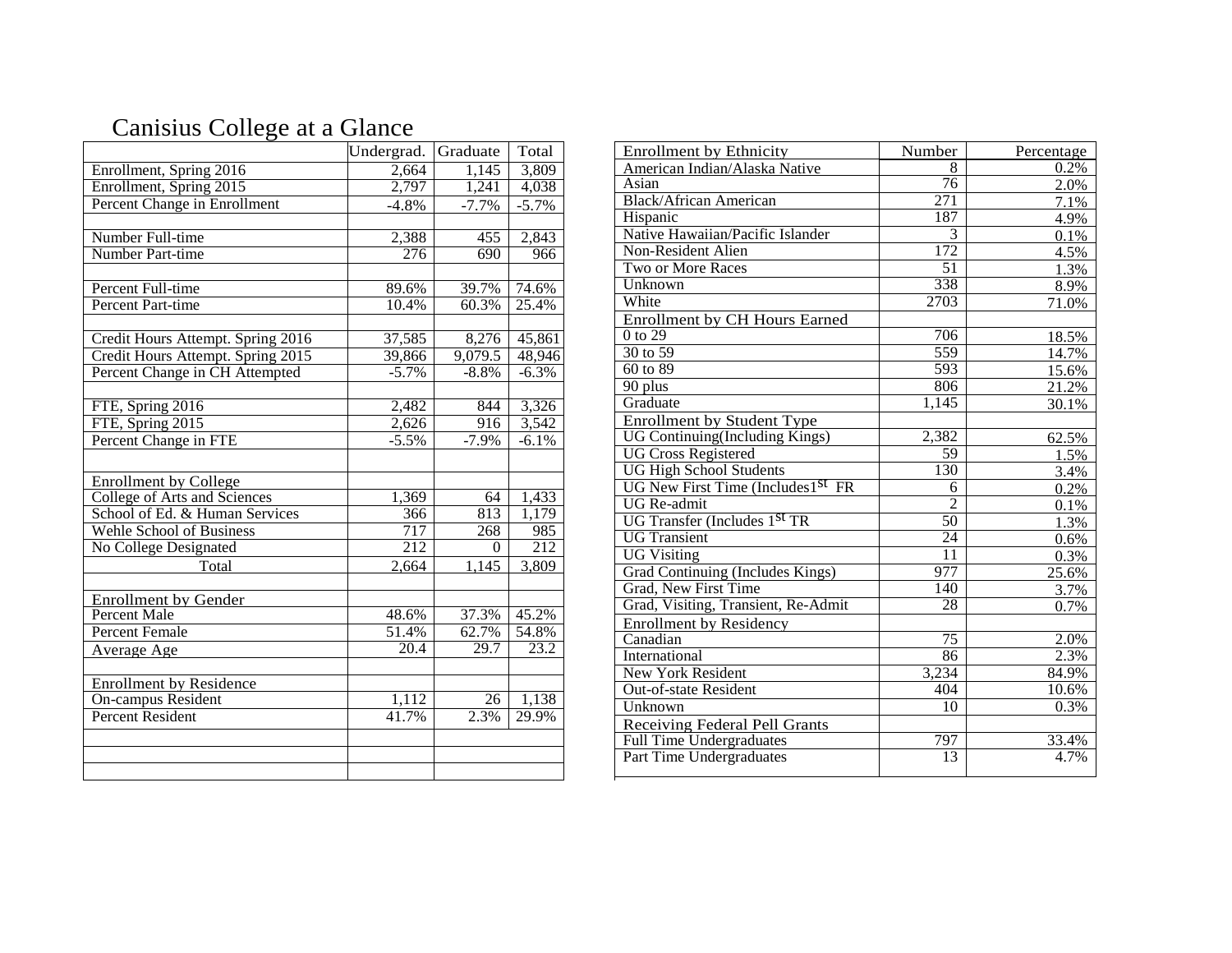# Canisius College at a Glance

| | Undergrad. | Graduate | Total |
|---|---|---|---|
| Enrollment, Spring 2016 | 2,664 | 1,145 | 3,809 |
| Enrollment, Spring 2015 | 2,797 | 1,241 | 4,038 |
| Percent Change in Enrollment | -4.8% | -7.7% | -5.7% |
| | | | |
| Number Full-time | 2,388 | 455 | 2,843 |
| Number Part-time | 276 | 690 | 966 |
| | | | |
| Percent Full-time | 89.6% | 39.7% | 74.6% |
| Percent Part-time | 10.4% | 60.3% | 25.4% |
| | | | |
| Credit Hours Attempt. Spring 2016 | 37,585 | 8,276 | 45,861 |
| Credit Hours Attempt. Spring 2015 | 39,866 | 9,079.5 | 48,946 |
| Percent Change in CH Attempted | -5.7% | -8.8% | -6.3% |
| | | | |
| FTE, Spring 2016 | 2,482 | 844 | 3,326 |
| FTE, Spring 2015 | 2,626 | 916 | 3,542 |
| Percent Change in FTE | -5.5% | -7.9% | -6.1% |
| | | | |
| Enrollment by College | | | |
| College of Arts and Sciences | 1,369 | 64 | 1,433 |
| School of Ed. & Human Services | 366 | 813 | 1,179 |
| Wehle School of Business | 717 | 268 | 985 |
| No College Designated | 212 | 0 | 212 |
| Total | 2,664 | 1,145 | 3,809 |
| | | | |
| Enrollment by Gender | | | |
| Percent Male | 48.6% | 37.3% | 45.2% |
| Percent Female | 51.4% | 62.7% | 54.8% |
| Average Age | 20.4 | 29.7 | 23.2 |
| | | | |
| Enrollment by Residence | | | |
| On-campus Resident | 1,112 | 26 | 1,138 |
| Percent Resident | 41.7% | 2.3% | 29.9% |

| Enrollment by Ethnicity | Number | Percentage |
|---|---|---|
| American Indian/Alaska Native | 8 | 0.2% |
| Asian | 76 | 2.0% |
| Black/African American | 271 | 7.1% |
| Hispanic | 187 | 4.9% |
| Native Hawaiian/Pacific Islander | 3 | 0.1% |
| Non-Resident Alien | 172 | 4.5% |
| Two or More Races | 51 | 1.3% |
| Unknown | 338 | 8.9% |
| White | 2703 | 71.0% |
| **Enrollment by CH Hours Earned** | | |
| 0 to 29 | 706 | 18.5% |
| 30 to 59 | 559 | 14.7% |
| 60 to 89 | 593 | 15.6% |
| 90 plus | 806 | 21.2% |
| Graduate | 1,145 | 30.1% |
| **Enrollment by Student Type** | | |
| UG Continuing(Including Kings) | 2,382 | 62.5% |
| UG Cross Registered | 59 | 1.5% |
| UG High School Students | 130 | 3.4% |
| UG New First Time (Includes1st FR | 6 | 0.2% |
| UG Re-admit | 2 | 0.1% |
| UG Transfer (Includes 1st TR | 50 | 1.3% |
| UG Transient | 24 | 0.6% |
| UG Visiting | 11 | 0.3% |
| Grad Continuing (Includes Kings) | 977 | 25.6% |
| Grad, New First Time | 140 | 3.7% |
| Grad, Visiting, Transient, Re-Admit | 28 | 0.7% |
| **Enrollment by Residency** | | |
| Canadian | 75 | 2.0% |
| International | 86 | 2.3% |
| New York Resident | 3,234 | 84.9% |
| Out-of-state Resident | 404 | 10.6% |
| Unknown | 10 | 0.3% |
| **Receiving Federal Pell Grants** | | |
| Full Time Undergraduates | 797 | 33.4% |
| Part Time Undergraduates | 13 | 4.7% |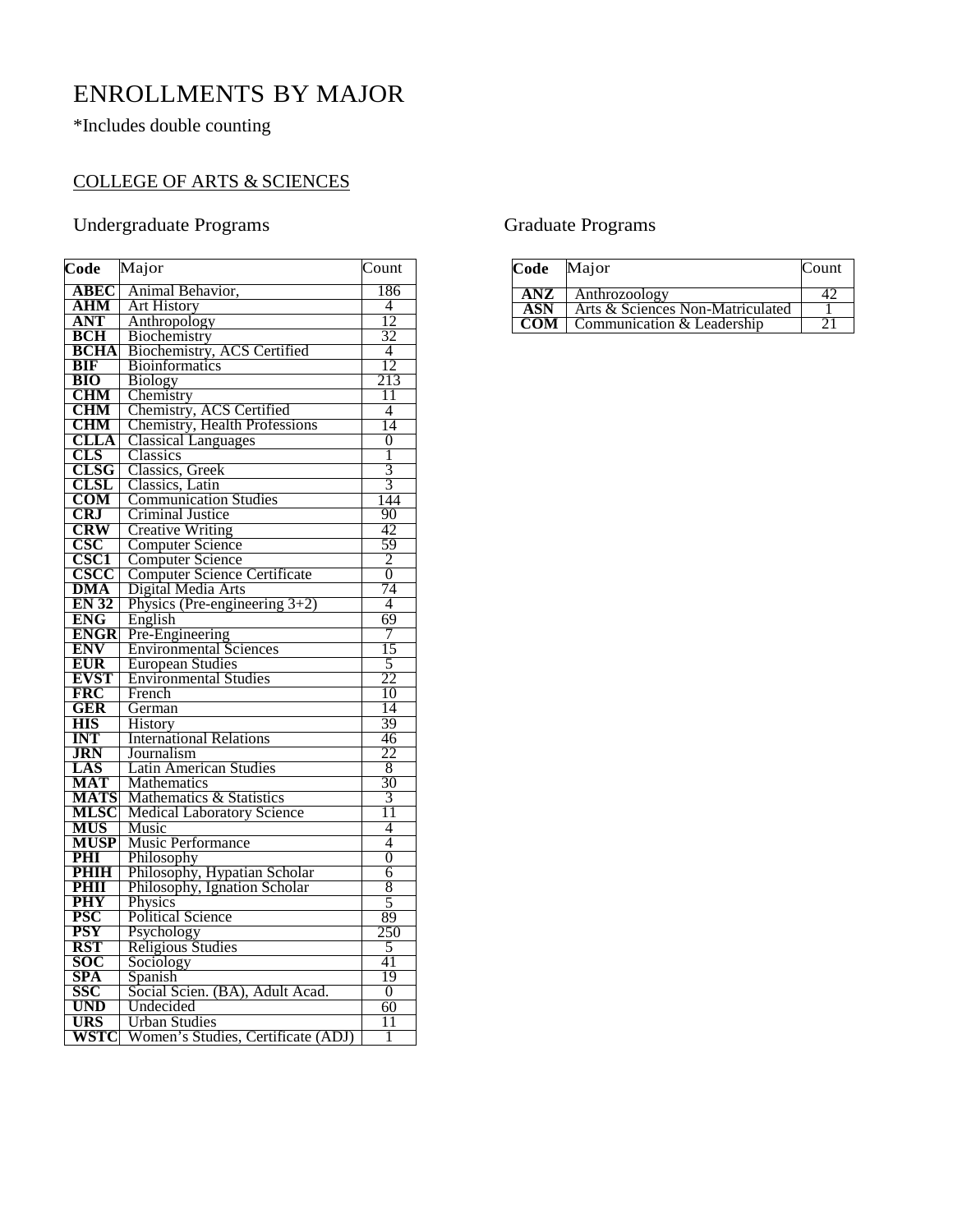# ENROLLMENTS BY MAJOR

*Includes double counting

## COLLEGE OF ARTS & SCIENCES

### Undergraduate Programs

| Code | Major | Count |
|---|---|---|
| **ABEC** | Animal Behavior, | 186 |
| **AHM** | Art History | 4 |
| **ANT** | Anthropology | 12 |
| **BCH** | Biochemistry | 32 |
| **BCHA** | Biochemistry, ACS Certified | 4 |
| **BIF** | Bioinformatics | 12 |
| **BIO** | Biology | 213 |
| **CHM** | Chemistry | 11 |
| **CHM** | Chemistry, ACS Certified | 4 |
| **CHM** | Chemistry, Health Professions | 14 |
| **CLLA** | Classical Languages | 0 |
| **CLS** | Classics | 1 |
| **CLSG** | Classics, Greek | 3 |
| **CLSL** | Classics, Latin | 3 |
| **COM** | Communication Studies | 144 |
| **CRJ** | Criminal Justice | 90 |
| **CRW** | Creative Writing | 42 |
| **CSC** | Computer Science | 59 |
| **CSC1** | Computer Science | 2 |
| **CSCC** | Computer Science Certificate | 0 |
| **DMA** | Digital Media Arts | 74 |
| **EN 32** | Physics (Pre-engineering 3+2) | 4 |
| **ENG** | English | 69 |
| **ENGR** | Pre-Engineering | 7 |
| **ENV** | Environmental Sciences | 15 |
| **EUR** | European Studies | 5 |
| **EVST** | Environmental Studies | 22 |
| **FRC** | French | 10 |
| **GER** | German | 14 |
| **HIS** | History | 39 |
| **INT** | International Relations | 46 |
| **JRN** | Journalism | 22 |
| **LAS** | Latin American Studies | 8 |
| **MAT** | Mathematics | 30 |
| **MATS** | Mathematics & Statistics | 3 |
| **MLSC** | Medical Laboratory Science | 11 |
| **MUS** | Music | 4 |
| **MUSP** | Music Performance | 4 |
| **PHI** | Philosophy | 0 |
| **PHIH** | Philosophy, Hypatian Scholar | 6 |
| **PHII** | Philosophy, Ignation Scholar | 8 |
| **PHY** | Physics | 5 |
| **PSC** | Political Science | 89 |
| **PSY** | Psychology | 250 |
| **RST** | Religious Studies | 5 |
| **SOC** | Sociology | 41 |
| **SPA** | Spanish | 19 |
| **SSC** | Social Scien. (BA), Adult Acad. | 0 |
| **UND** | Undecided | 60 |
| **URS** | Urban Studies | 11 |
| **WSTC** | Women's Studies, Certificate (ADJ) | 1 |

### Graduate Programs

| Code | Major | Count |
|---|---|---|
| **ANZ** | Anthrozoology | 42 |
| **ASN** | Arts & Sciences Non-Matriculated | 1 |
| **COM** | Communication & Leadership | 21 |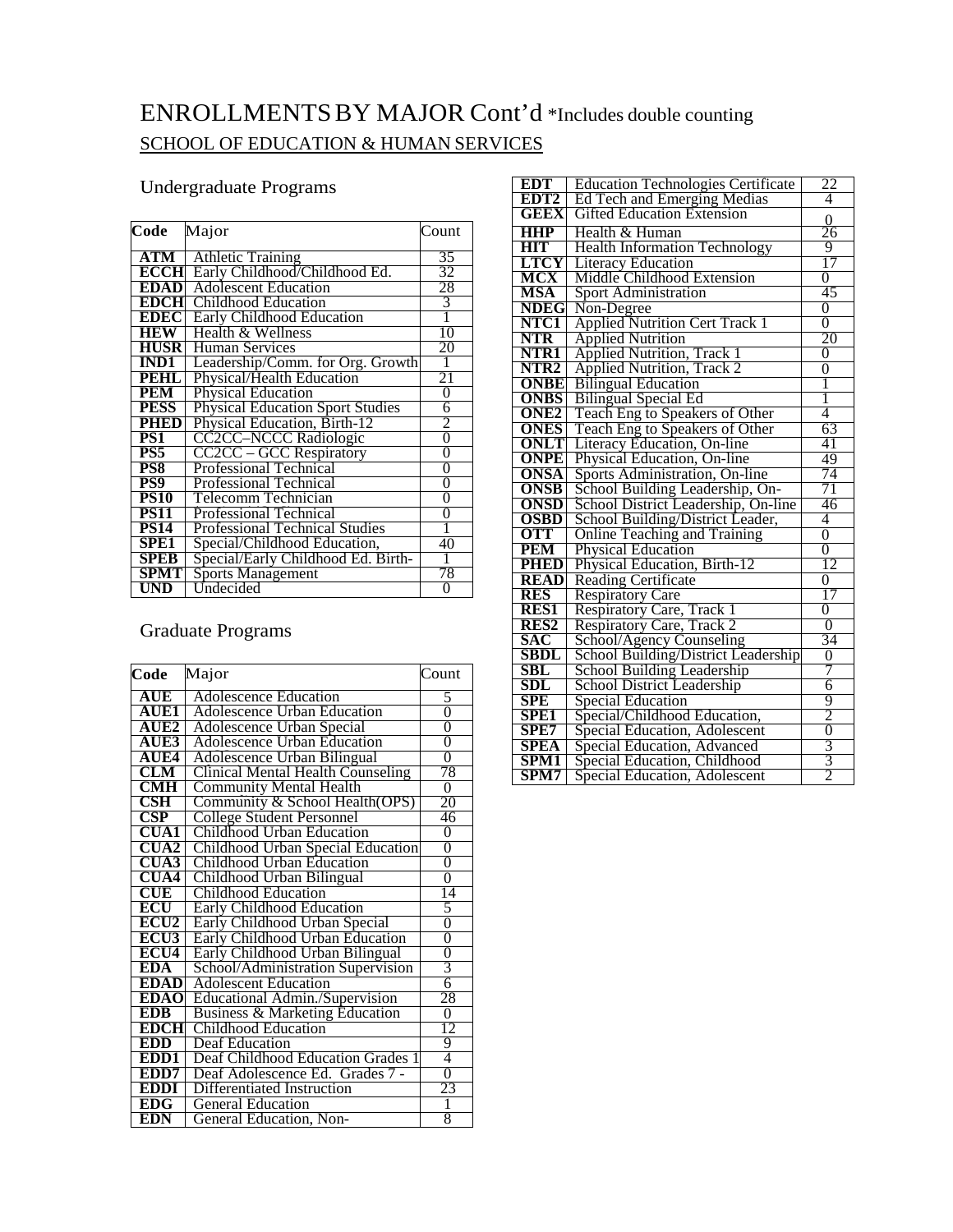# ENROLLMENTS BY MAJOR Cont'd *Includes double counting

## SCHOOL OF EDUCATION & HUMAN SERVICES

### Undergraduate Programs

| Code | Major | Count |
|---|---|---|
| ATM | Athletic Training | 35 |
| ECCH | Early Childhood/Childhood Ed. | 32 |
| EDAD | Adolescent Education | 28 |
| EDCH | Childhood Education | 3 |
| EDEC | Early Childhood Education | 1 |
| HEW | Health & Wellness | 10 |
| HUSR | Human Services | 20 |
| IND1 | Leadership/Comm. for Org. Growth | 1 |
| PEHL | Physical/Health Education | 21 |
| PEM | Physical Education | 0 |
| PESS | Physical Education Sport Studies | 6 |
| PHED | Physical Education, Birth-12 | 2 |
| PS1 | CC2CC–NCCC Radiologic | 0 |
| PS5 | CC2CC – GCC Respiratory | 0 |
| PS8 | Professional Technical | 0 |
| PS9 | Professional Technical | 0 |
| PS10 | Telecomm Technician | 0 |
| PS11 | Professional Technical | 0 |
| PS14 | Professional Technical Studies | 1 |
| SPE1 | Special/Childhood Education, | 40 |
| SPEB | Special/Early Childhood Ed. Birth- | 1 |
| SPMT | Sports Management | 78 |
| UND | Undecided | 0 |

### Graduate Programs

| Code | Major | Count |
|---|---|---|
| AUE | Adolescence Education | 5 |
| AUE1 | Adolescence Urban Education | 0 |
| AUE2 | Adolescence Urban Special | 0 |
| AUE3 | Adolescence Urban Education | 0 |
| AUE4 | Adolescence Urban Bilingual | 0 |
| CLM | Clinical Mental Health Counseling | 78 |
| CMH | Community Mental Health | 0 |
| CSH | Community & School Health(OPS) | 20 |
| CSP | College Student Personnel | 46 |
| CUA1 | Childhood Urban Education | 0 |
| CUA2 | Childhood Urban Special Education | 0 |
| CUA3 | Childhood Urban Education | 0 |
| CUA4 | Childhood Urban Bilingual | 0 |
| CUE | Childhood Education | 14 |
| ECU | Early Childhood Education | 5 |
| ECU2 | Early Childhood Urban Special | 0 |
| ECU3 | Early Childhood Urban Education | 0 |
| ECU4 | Early Childhood Urban Bilingual | 0 |
| EDA | School/Administration Supervision | 3 |
| EDAD | Adolescent Education | 6 |
| EDAO | Educational Admin./Supervision | 28 |
| EDB | Business & Marketing Education | 0 |
| EDCH | Childhood Education | 12 |
| EDD | Deaf Education | 9 |
| EDD1 | Deaf Childhood Education Grades 1 | 4 |
| EDD7 | Deaf Adolescence Ed. Grades 7 - | 0 |
| EDDI | Differentiated Instruction | 23 |
| EDG | General Education | 1 |
| EDN | General Education, Non- | 8 |
| EDT | Education Technologies Certificate | 22 |
| EDT2 | Ed Tech and Emerging Medias | 4 |
| GEEX | Gifted Education Extension | 0 |
| HHP | Health & Human | 26 |
| HIT | Health Information Technology | 9 |
| LTCY | Literacy Education | 17 |
| MCX | Middle Childhood Extension | 0 |
| MSA | Sport Administration | 45 |
| NDEG | Non-Degree | 0 |
| NTC1 | Applied Nutrition Cert Track 1 | 0 |
| NTR | Applied Nutrition | 20 |
| NTR1 | Applied Nutrition, Track 1 | 0 |
| NTR2 | Applied Nutrition, Track 2 | 0 |
| ONBE | Bilingual Education | 1 |
| ONBS | Bilingual Special Ed | 1 |
| ONE2 | Teach Eng to Speakers of Other | 4 |
| ONES | Teach Eng to Speakers of Other | 63 |
| ONLT | Literacy Education, On-line | 41 |
| ONPE | Physical Education, On-line | 49 |
| ONSA | Sports Administration, On-line | 74 |
| ONSB | School Building Leadership, On- | 71 |
| ONSD | School District Leadership, On-line | 46 |
| OSBD | School Building/District Leader, | 4 |
| OTT | Online Teaching and Training | 0 |
| PEM | Physical Education | 0 |
| PHED | Physical Education, Birth-12 | 12 |
| READ | Reading Certificate | 0 |
| RES | Respiratory Care | 17 |
| RES1 | Respiratory Care, Track 1 | 0 |
| RES2 | Respiratory Care, Track 2 | 0 |
| SAC | School/Agency Counseling | 34 |
| SBDL | School Building/District Leadership | 0 |
| SBL | School Building Leadership | 7 |
| SDL | School District Leadership | 6 |
| SPE | Special Education | 9 |
| SPE1 | Special/Childhood Education, | 2 |
| SPE7 | Special Education, Adolescent | 0 |
| SPEA | Special Education, Advanced | 3 |
| SPM1 | Special Education, Childhood | 3 |
| SPM7 | Special Education, Adolescent | 2 |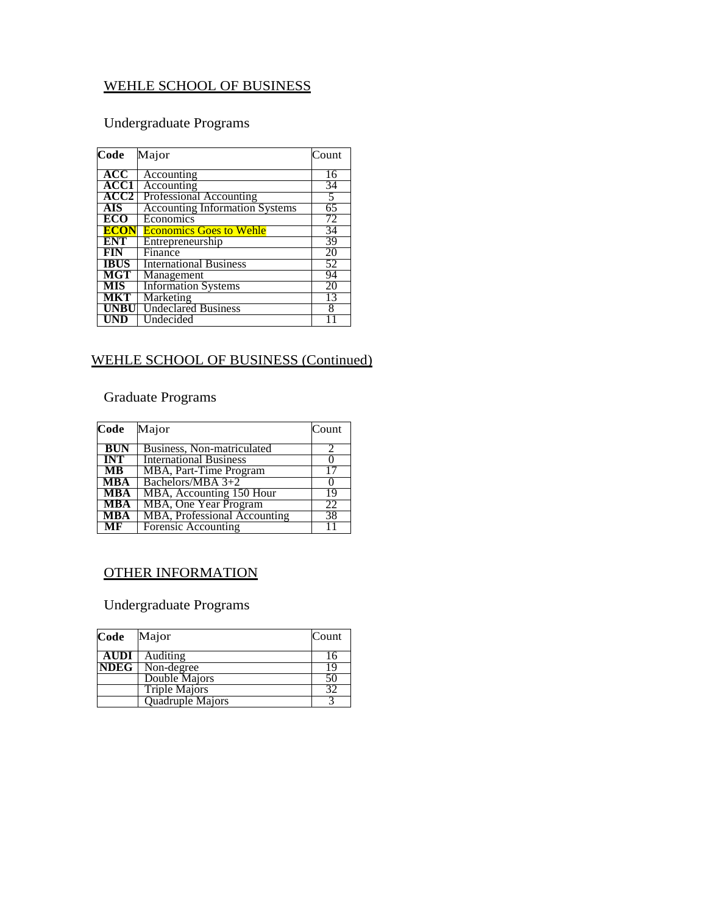## WEHLE SCHOOL OF BUSINESS

### Undergraduate Programs

| Code | Major | Count |
|---|---|---|
| **ACC** | Accounting | 16 |
| **ACC1** | Accounting | 34 |
| **ACC2** | Professional Accounting | 5 |
| **AIS** | Accounting Information Systems | 65 |
| **ECO** | Economics | 72 |
| **ECON** | Economics Goes to Wehle | 34 |
| **ENT** | Entrepreneurship | 39 |
| **FIN** | Finance | 20 |
| **IBUS** | International Business | 52 |
| **MGT** | Management | 94 |
| **MIS** | Information Systems | 20 |
| **MKT** | Marketing | 13 |
| **UNBU** | Undeclared Business | 8 |
| **UND** | Undecided | 11 |

## WEHLE SCHOOL OF BUSINESS (Continued)

### Graduate Programs

| Code | Major | Count |
|---|---|---|
| **BUN** | Business, Non-matriculated | 2 |
| **INT** | International Business | 0 |
| **MB** | MBA, Part-Time Program | 17 |
| **MBA** | Bachelors/MBA 3+2 | 0 |
| **MBA** | MBA, Accounting 150 Hour | 19 |
| **MBA** | MBA, One Year Program | 22 |
| **MBA** | MBA, Professional Accounting | 38 |
| **MF** | Forensic Accounting | 11 |

## OTHER INFORMATION

### Undergraduate Programs

| Code | Major | Count |
|---|---|---|
| **AUDI** | Auditing | 16 |
| **NDEG** | Non-degree | 19 |
| | Double Majors | 50 |
| | Triple Majors | 32 |
| | Quadruple Majors | 3 |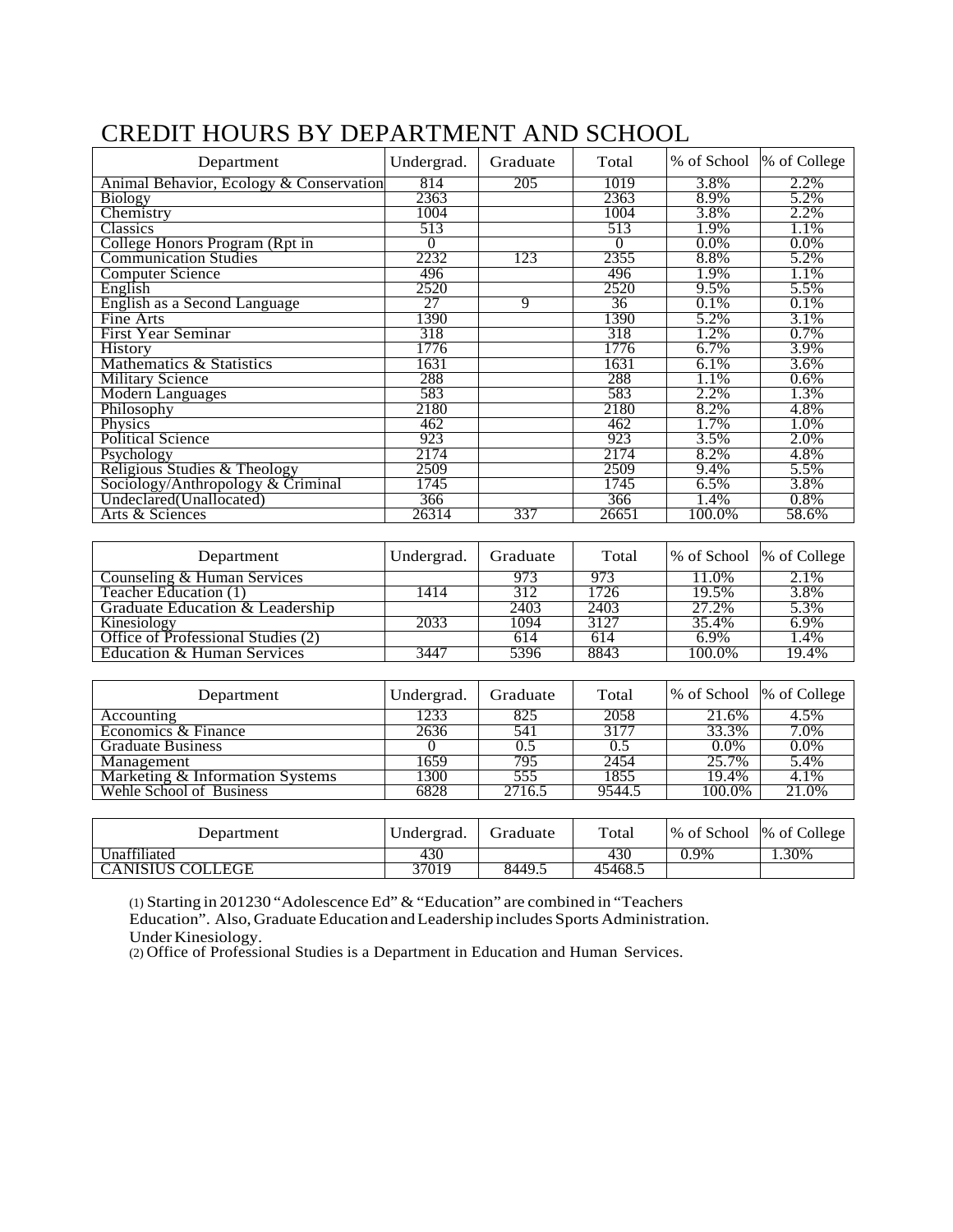# CREDIT HOURS BY DEPARTMENT AND SCHOOL

| Department | Undergrad. | Graduate | Total | % of School | % of College |
|---|---|---|---|---|---|
| Animal Behavior, Ecology & Conservation | 814 | 205 | 1019 | 3.8% | 2.2% |
| Biology | 2363 | | 2363 | 8.9% | 5.2% |
| Chemistry | 1004 | | 1004 | 3.8% | 2.2% |
| Classics | 513 | | 513 | 1.9% | 1.1% |
| College Honors Program (Rpt in | 0 | | 0 | 0.0% | 0.0% |
| Communication Studies | 2232 | 123 | 2355 | 8.8% | 5.2% |
| Computer Science | 496 | | 496 | 1.9% | 1.1% |
| English | 2520 | | 2520 | 9.5% | 5.5% |
| English as a Second Language | 27 | 9 | 36 | 0.1% | 0.1% |
| Fine Arts | 1390 | | 1390 | 5.2% | 3.1% |
| First Year Seminar | 318 | | 318 | 1.2% | 0.7% |
| History | 1776 | | 1776 | 6.7% | 3.9% |
| Mathematics & Statistics | 1631 | | 1631 | 6.1% | 3.6% |
| Military Science | 288 | | 288 | 1.1% | 0.6% |
| Modern Languages | 583 | | 583 | 2.2% | 1.3% |
| Philosophy | 2180 | | 2180 | 8.2% | 4.8% |
| Physics | 462 | | 462 | 1.7% | 1.0% |
| Political Science | 923 | | 923 | 3.5% | 2.0% |
| Psychology | 2174 | | 2174 | 8.2% | 4.8% |
| Religious Studies & Theology | 2509 | | 2509 | 9.4% | 5.5% |
| Sociology/Anthropology & Criminal | 1745 | | 1745 | 6.5% | 3.8% |
| Undeclared(Unallocated) | 366 | | 366 | 1.4% | 0.8% |
| Arts & Sciences | 26314 | 337 | 26651 | 100.0% | 58.6% |

| Department | Undergrad. | Graduate | Total | % of School | % of College |
|---|---|---|---|---|---|
| Counseling & Human Services | | 973 | 973 | 11.0% | 2.1% |
| Teacher Education (1) | 1414 | 312 | 1726 | 19.5% | 3.8% |
| Graduate Education & Leadership | | 2403 | 2403 | 27.2% | 5.3% |
| Kinesiology | 2033 | 1094 | 3127 | 35.4% | 6.9% |
| Office of Professional Studies (2) | | 614 | 614 | 6.9% | 1.4% |
| Education & Human Services | 3447 | 5396 | 8843 | 100.0% | 19.4% |

| Department | Undergrad. | Graduate | Total | % of School | % of College |
|---|---|---|---|---|---|
| Accounting | 1233 | 825 | 2058 | 21.6% | 4.5% |
| Economics & Finance | 2636 | 541 | 3177 | 33.3% | 7.0% |
| Graduate Business | 0 | 0.5 | 0.5 | 0.0% | 0.0% |
| Management | 1659 | 795 | 2454 | 25.7% | 5.4% |
| Marketing & Information Systems | 1300 | 555 | 1855 | 19.4% | 4.1% |
| Wehle School of Business | 6828 | 2716.5 | 9544.5 | 100.0% | 21.0% |

| Department | Undergrad. | Graduate | Total | % of School | % of College |
|---|---|---|---|---|---|
| Unaffiliated | 430 | | 430 | 0.9% | 1.30% |
| CANISIUS COLLEGE | 37019 | 8449.5 | 45468.5 | | |

(1) Starting in 201230 "Adolescence Ed" & "Education" are combined in "Teachers Education". Also, Graduate Education and Leadership includes Sports Administration. Under Kinesiology.

(2) Office of Professional Studies is a Department in Education and Human Services.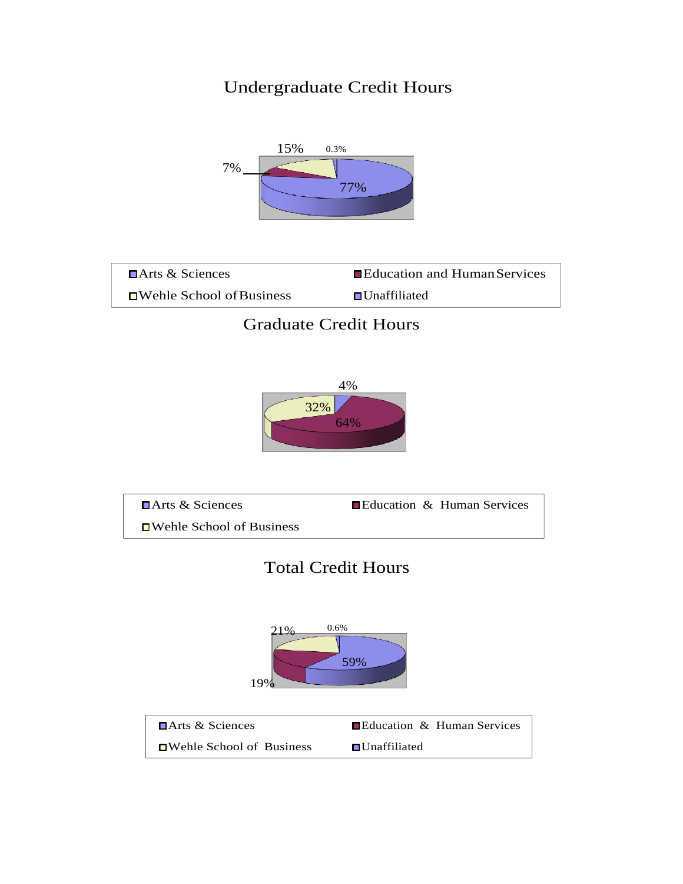## Undergraduate Credit Hours

15%
0.3%
7%
77%

Arts & Sciences
Education and Human Services
Wehle School of Business
Unaffiliated

## Graduate Credit Hours

4%
32%
64%

Arts & Sciences
Education & Human Services
Wehle School of Business

## Total Credit Hours

21%
0.6%
59%
19%

Arts & Sciences
Education & Human Services
Wehle School of Business
Unaffiliated